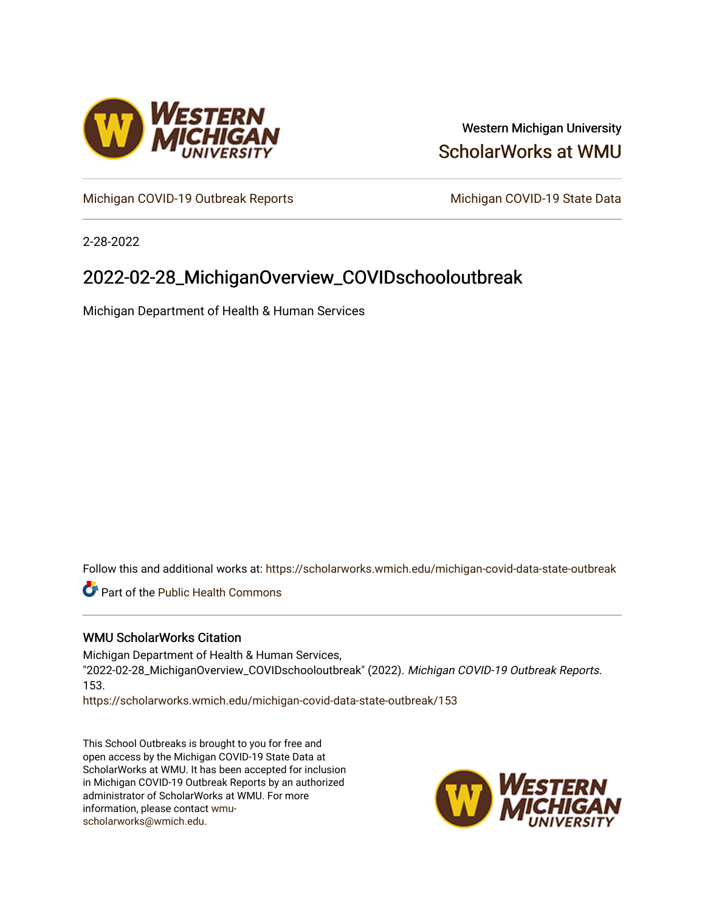Western Michigan University

ScholarWorks at WMU

Michigan COVID-19 Outbreak Reports | Michigan COVID-19 State Data

2-28-2022

# 2022-02-28_MichiganOverview_COVIDschooloutbreak

Michigan Department of Health & Human Services

Follow this and additional works at: https://scholarworks.wmich.edu/michigan-covid-data-state-outbreak

Part of the Public Health Commons

### WMU ScholarWorks Citation

Michigan Department of Health & Human Services, "2022-02-28_MichiganOverview_COVIDschooloutbreak" (2022). *Michigan COVID-19 Outbreak Reports*. 153.
https://scholarworks.wmich.edu/michigan-covid-data-state-outbreak/153

This School Outbreaks is brought to you for free and open access by the Michigan COVID-19 State Data at ScholarWorks at WMU. It has been accepted for inclusion in Michigan COVID-19 Outbreak Reports by an authorized administrator of ScholarWorks at WMU. For more information, please contact wmu-scholarworks@wmich.edu.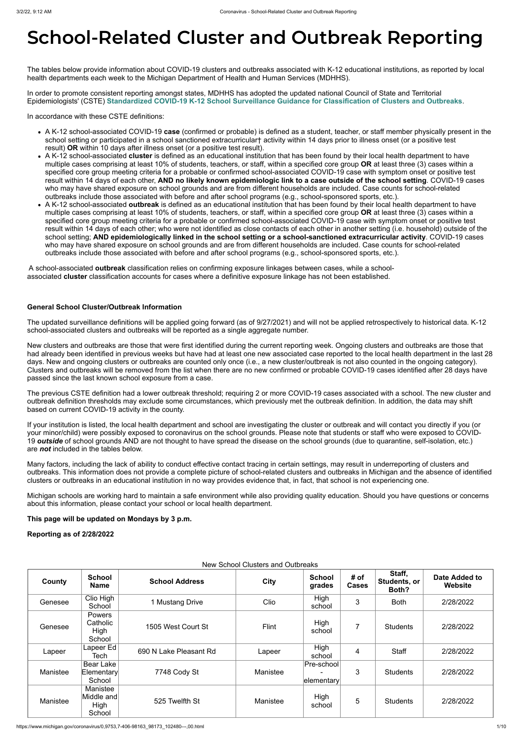# School-Related Cluster and Outbreak Reporting

The tables below provide information about COVID-19 clusters and outbreaks associated with K-12 educational institutions, as reported by local health departments each week to the Michigan Department of Health and Human Services (MDHHS).

In order to promote consistent reporting amongst states, MDHHS has adopted the updated national Council of State and Territorial Epidemiologists' (CSTE) **Standardized COVID-19 K-12 School Surveillance Guidance for Classification of Clusters and Outbreaks**.

In accordance with these CSTE definitions:

- A K-12 school-associated COVID-19 **case** (confirmed or probable) is defined as a student, teacher, or staff member physically present in the school setting or participated in a school sanctioned extracurricular† activity within 14 days prior to illness onset (or a positive test result) **OR** within 10 days after illness onset (or a positive test result).
- A K-12 school-associated **cluster** is defined as an educational institution that has been found by their local health department to have multiple cases comprising at least 10% of students, teachers, or staff, within a specified core group **OR** at least three (3) cases within a specified core group meeting criteria for a probable or confirmed school-associated COVID-19 case with symptom onset or positive test result within 14 days of each other, **AND no likely known epidemiologic link to a case outside of the school setting**. COVID-19 cases who may have shared exposure on school grounds and are from different households are included. Case counts for school-related outbreaks include those associated with before and after school programs (e.g., school-sponsored sports, etc.).
- A K-12 school-associated **outbreak** is defined as an educational institution that has been found by their local health department to have multiple cases comprising at least 10% of students, teachers, or staff, within a specified core group **OR** at least three (3) cases within a specified core group meeting criteria for a probable or confirmed school-associated COVID-19 case with symptom onset or positive test result within 14 days of each other; who were not identified as close contacts of each other in another setting (i.e. household) outside of the school setting; **AND epidemiologically linked in the school setting or a school-sanctioned extracurricular activity**. COVID-19 cases who may have shared exposure on school grounds and are from different households are included. Case counts for school-related outbreaks include those associated with before and after school programs (e.g., school-sponsored sports, etc.).

A school-associated **outbreak** classification relies on confirming exposure linkages between cases, while a school-associated **cluster** classification accounts for cases where a definitive exposure linkage has not been established.

**General School Cluster/Outbreak Information**

The updated surveillance definitions will be applied going forward (as of 9/27/2021) and will not be applied retrospectively to historical data. K-12 school-associated clusters and outbreaks will be reported as a single aggregate number.

New clusters and outbreaks are those that were first identified during the current reporting week. Ongoing clusters and outbreaks are those that had already been identified in previous weeks but have had at least one new associated case reported to the local health department in the last 28 days. New and ongoing clusters or outbreaks are counted only once (i.e., a new cluster/outbreak is not also counted in the ongoing category). Clusters and outbreaks will be removed from the list when there are no new confirmed or probable COVID-19 cases identified after 28 days have passed since the last known school exposure from a case.

The previous CSTE definition had a lower outbreak threshold; requiring 2 or more COVID-19 cases associated with a school. The new cluster and outbreak definition thresholds may exclude some circumstances, which previously met the outbreak definition. In addition, the data may shift based on current COVID-19 activity in the county.

If your institution is listed, the local health department and school are investigating the cluster or outbreak and will contact you directly if you (or your minor/child) were possibly exposed to coronavirus on the school grounds. Please note that students or staff who were exposed to COVID-19 ***outside*** of school grounds AND are not thought to have spread the disease on the school grounds (due to quarantine, self-isolation, etc.) are ***not*** included in the tables below.

Many factors, including the lack of ability to conduct effective contact tracing in certain settings, may result in underreporting of clusters and outbreaks. This information does not provide a complete picture of school-related clusters and outbreaks in Michigan and the absence of identified clusters or outbreaks in an educational institution in no way provides evidence that, in fact, that school is not experiencing one.

Michigan schools are working hard to maintain a safe environment while also providing quality education. Should you have questions or concerns about this information, please contact your school or local health department.

**This page will be updated on Mondays by 3 p.m.**

**Reporting as of 2/28/2022**

New School Clusters and Outbreaks

| County | School Name | School Address | City | School grades | # of Cases | Staff, Students, or Both? | Date Added to Website |
|---|---|---|---|---|---|---|---|
| Genesee | Clio High School | 1 Mustang Drive | Clio | High school | 3 | Both | 2/28/2022 |
| Genesee | Powers Catholic High School | 1505 West Court St | Flint | High school | 7 | Students | 2/28/2022 |
| Lapeer | Lapeer Ed Tech | 690 N Lake Pleasant Rd | Lapeer | High school | 4 | Staff | 2/28/2022 |
| Manistee | Bear Lake Elementary School | 7748 Cody St | Manistee | Pre-school - elementary | 3 | Students | 2/28/2022 |
| Manistee | Manistee Middle and High School | 525 Twelfth St | Manistee | High school | 5 | Students | 2/28/2022 |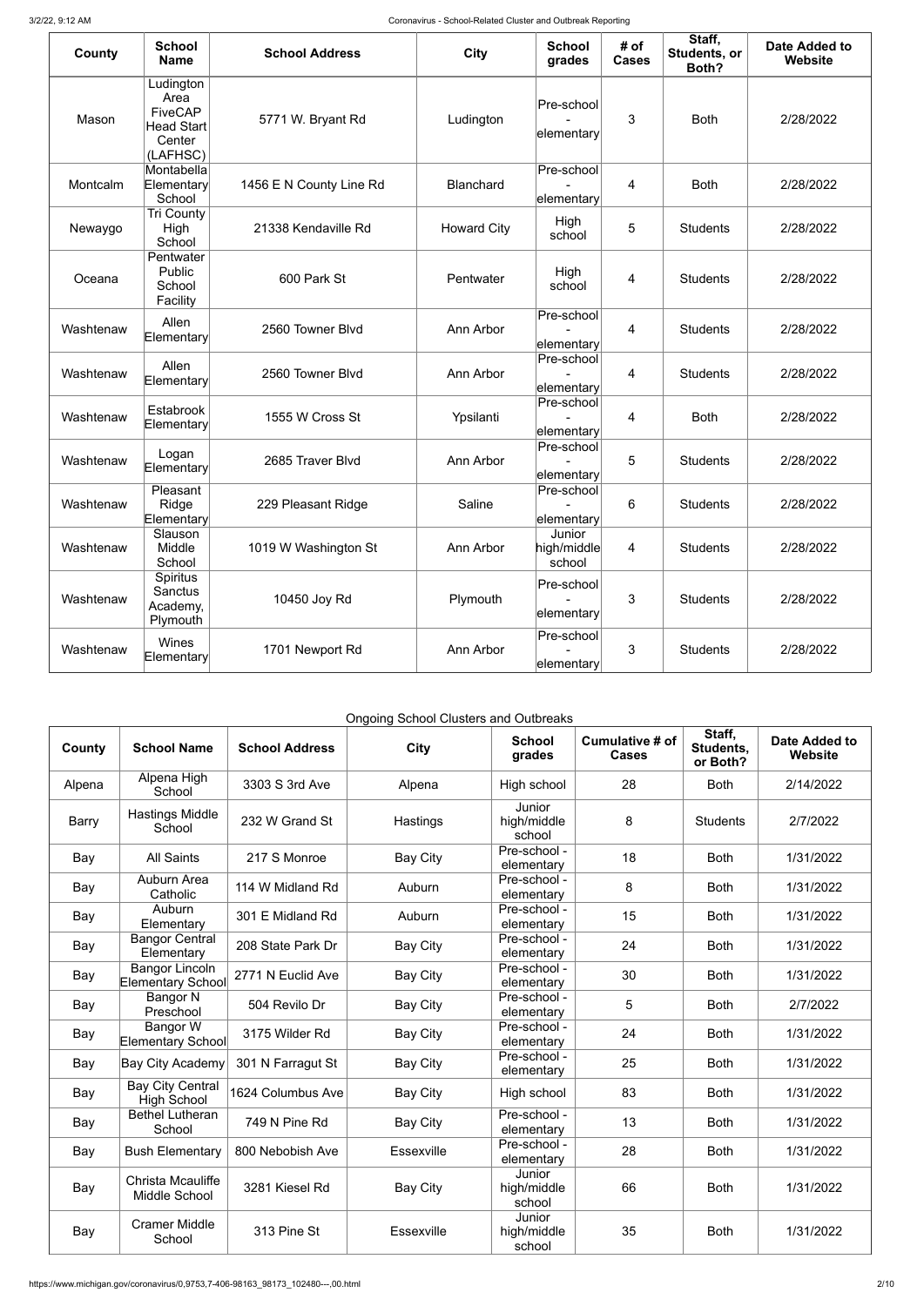| County | School Name | School Address | City | School grades | # of Cases | Staff, Students, or Both? | Date Added to Website |
|---|---|---|---|---|---|---|---|
| Mason | Ludington Area FiveCAP Head Start Center (LAFHSC) | 5771 W. Bryant Rd | Ludington | Pre-school - elementary | 3 | Both | 2/28/2022 |
| Montcalm | Montabella Elementary School | 1456 E N County Line Rd | Blanchard | Pre-school - elementary | 4 | Both | 2/28/2022 |
| Newaygo | Tri County High School | 21338 Kendaville Rd | Howard City | High school | 5 | Students | 2/28/2022 |
| Oceana | Pentwater Public School Facility | 600 Park St | Pentwater | High school | 4 | Students | 2/28/2022 |
| Washtenaw | Allen Elementary | 2560 Towner Blvd | Ann Arbor | Pre-school - elementary | 4 | Students | 2/28/2022 |
| Washtenaw | Allen Elementary | 2560 Towner Blvd | Ann Arbor | Pre-school - elementary | 4 | Students | 2/28/2022 |
| Washtenaw | Estabrook Elementary | 1555 W Cross St | Ypsilanti | Pre-school - elementary | 4 | Both | 2/28/2022 |
| Washtenaw | Logan Elementary | 2685 Traver Blvd | Ann Arbor | Pre-school - elementary | 5 | Students | 2/28/2022 |
| Washtenaw | Pleasant Ridge Elementary | 229 Pleasant Ridge | Saline | Pre-school - elementary | 6 | Students | 2/28/2022 |
| Washtenaw | Slauson Middle School | 1019 W Washington St | Ann Arbor | Junior high/middle school | 4 | Students | 2/28/2022 |
| Washtenaw | Spiritus Sanctus Academy, Plymouth | 10450 Joy Rd | Plymouth | Pre-school - elementary | 3 | Students | 2/28/2022 |
| Washtenaw | Wines Elementary | 1701 Newport Rd | Ann Arbor | Pre-school - elementary | 3 | Students | 2/28/2022 |

Ongoing School Clusters and Outbreaks

| County | School Name | School Address | City | School grades | Cumulative # of Cases | Staff, Students, or Both? | Date Added to Website |
|---|---|---|---|---|---|---|---|
| Alpena | Alpena High School | 3303 S 3rd Ave | Alpena | High school | 28 | Both | 2/14/2022 |
| Barry | Hastings Middle School | 232 W Grand St | Hastings | Junior high/middle school | 8 | Students | 2/7/2022 |
| Bay | All Saints | 217 S Monroe | Bay City | Pre-school - elementary | 18 | Both | 1/31/2022 |
| Bay | Auburn Area Catholic | 114 W Midland Rd | Auburn | Pre-school - elementary | 8 | Both | 1/31/2022 |
| Bay | Auburn Elementary | 301 E Midland Rd | Auburn | Pre-school - elementary | 15 | Both | 1/31/2022 |
| Bay | Bangor Central Elementary | 208 State Park Dr | Bay City | Pre-school - elementary | 24 | Both | 1/31/2022 |
| Bay | Bangor Lincoln Elementary School | 2771 N Euclid Ave | Bay City | Pre-school - elementary | 30 | Both | 1/31/2022 |
| Bay | Bangor N Preschool | 504 Revilo Dr | Bay City | Pre-school - elementary | 5 | Both | 2/7/2022 |
| Bay | Bangor W Elementary School | 3175 Wilder Rd | Bay City | Pre-school - elementary | 24 | Both | 1/31/2022 |
| Bay | Bay City Academy | 301 N Farragut St | Bay City | Pre-school - elementary | 25 | Both | 1/31/2022 |
| Bay | Bay City Central High School | 1624 Columbus Ave | Bay City | High school | 83 | Both | 1/31/2022 |
| Bay | Bethel Lutheran School | 749 N Pine Rd | Bay City | Pre-school - elementary | 13 | Both | 1/31/2022 |
| Bay | Bush Elementary | 800 Nebobish Ave | Essexville | Pre-school - elementary | 28 | Both | 1/31/2022 |
| Bay | Christa Mcauliffe Middle School | 3281 Kiesel Rd | Bay City | Junior high/middle school | 66 | Both | 1/31/2022 |
| Bay | Cramer Middle School | 313 Pine St | Essexville | Junior high/middle school | 35 | Both | 1/31/2022 |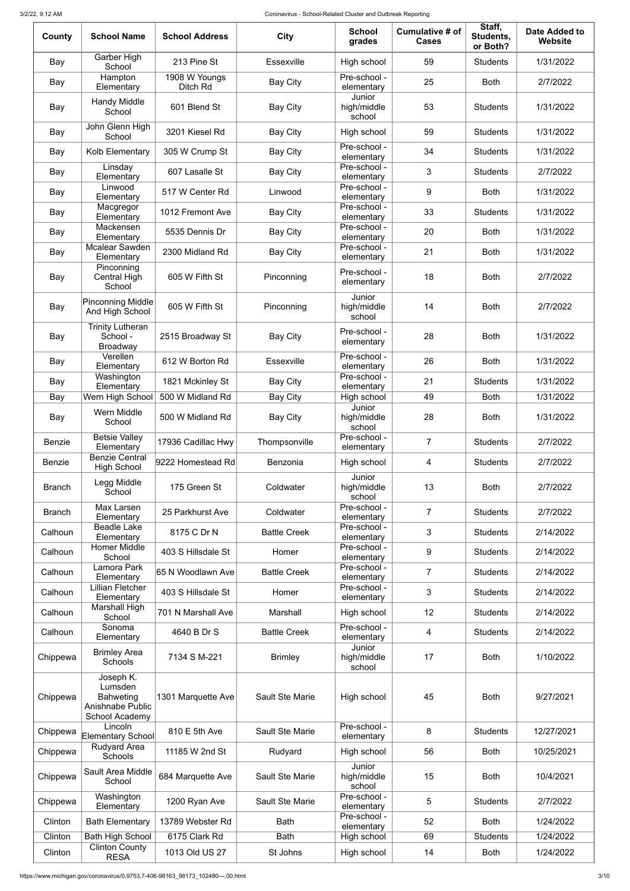| County | School Name | School Address | City | School grades | Cumulative # of Cases | Staff, Students, or Both? | Date Added to Website |
|---|---|---|---|---|---|---|---|
| Bay | Garber High School | 213 Pine St | Essexville | High school | 59 | Students | 1/31/2022 |
| Bay | Hampton Elementary | 1908 W Youngs Ditch Rd | Bay City | Pre-school - elementary | 25 | Both | 2/7/2022 |
| Bay | Handy Middle School | 601 Blend St | Bay City | Junior high/middle school | 53 | Students | 1/31/2022 |
| Bay | John Glenn High School | 3201 Kiesel Rd | Bay City | High school | 59 | Students | 1/31/2022 |
| Bay | Kolb Elementary | 305 W Crump St | Bay City | Pre-school - elementary | 34 | Students | 1/31/2022 |
| Bay | Linsday Elementary | 607 Lasalle St | Bay City | Pre-school - elementary | 3 | Students | 2/7/2022 |
| Bay | Linwood Elementary | 517 W Center Rd | Linwood | Pre-school - elementary | 9 | Both | 1/31/2022 |
| Bay | Macgregor Elementary | 1012 Fremont Ave | Bay City | Pre-school - elementary | 33 | Students | 1/31/2022 |
| Bay | Mackensen Elementary | 5535 Dennis Dr | Bay City | Pre-school - elementary | 20 | Both | 1/31/2022 |
| Bay | Mcalear Sawden Elementary | 2300 Midland Rd | Bay City | Pre-school - elementary | 21 | Both | 1/31/2022 |
| Bay | Pinconning Central High School | 605 W Fifth St | Pinconning | Pre-school - elementary | 18 | Both | 2/7/2022 |
| Bay | Pinconning Middle And High School | 605 W Fifth St | Pinconning | Junior high/middle school | 14 | Both | 2/7/2022 |
| Bay | Trinity Lutheran School - Broadway | 2515 Broadway St | Bay City | Pre-school - elementary | 28 | Both | 1/31/2022 |
| Bay | Verellen Elementary | 612 W Borton Rd | Essexville | Pre-school - elementary | 26 | Both | 1/31/2022 |
| Bay | Washington Elementary | 1821 Mckinley St | Bay City | Pre-school - elementary | 21 | Students | 1/31/2022 |
| Bay | Wern High School | 500 W Midland Rd | Bay City | High school | 49 | Both | 1/31/2022 |
| Bay | Wern Middle School | 500 W Midland Rd | Bay City | Junior high/middle school | 28 | Both | 1/31/2022 |
| Benzie | Betsie Valley Elementary | 17936 Cadillac Hwy | Thompsonville | Pre-school - elementary | 7 | Students | 2/7/2022 |
| Benzie | Benzie Central High School | 9222 Homestead Rd | Benzonia | High school | 4 | Students | 2/7/2022 |
| Branch | Legg Middle School | 175 Green St | Coldwater | Junior high/middle school | 13 | Both | 2/7/2022 |
| Branch | Max Larsen Elementary | 25 Parkhurst Ave | Coldwater | Pre-school - elementary | 7 | Students | 2/7/2022 |
| Calhoun | Beadle Lake Elementary | 8175 C Dr N | Battle Creek | Pre-school - elementary | 3 | Students | 2/14/2022 |
| Calhoun | Homer Middle School | 403 S Hillsdale St | Homer | Pre-school - elementary | 9 | Students | 2/14/2022 |
| Calhoun | Lamora Park Elementary | 65 N Woodlawn Ave | Battle Creek | Pre-school - elementary | 7 | Students | 2/14/2022 |
| Calhoun | Lillian Fletcher Elementary | 403 S Hillsdale St | Homer | Pre-school - elementary | 3 | Students | 2/14/2022 |
| Calhoun | Marshall High School | 701 N Marshall Ave | Marshall | High school | 12 | Students | 2/14/2022 |
| Calhoun | Sonoma Elementary | 4640 B Dr S | Battle Creek | Pre-school - elementary | 4 | Students | 2/14/2022 |
| Chippewa | Brimley Area Schools | 7134 S M-221 | Brimley | Junior high/middle school | 17 | Both | 1/10/2022 |
| Chippewa | Joseph K. Lumsden Bahweting Anishnabe Public School Academy | 1301 Marquette Ave | Sault Ste Marie | High school | 45 | Both | 9/27/2021 |
| Chippewa | Lincoln Elementary School | 810 E 5th Ave | Sault Ste Marie | Pre-school - elementary | 8 | Students | 12/27/2021 |
| Chippewa | Rudyard Area Schools | 11185 W 2nd St | Rudyard | High school | 56 | Both | 10/25/2021 |
| Chippewa | Sault Area Middle School | 684 Marquette Ave | Sault Ste Marie | Junior high/middle school | 15 | Both | 10/4/2021 |
| Chippewa | Washington Elementary | 1200 Ryan Ave | Sault Ste Marie | Pre-school - elementary | 5 | Students | 2/7/2022 |
| Clinton | Bath Elementary | 13789 Webster Rd | Bath | Pre-school - elementary | 52 | Both | 1/24/2022 |
| Clinton | Bath High School | 6175 Clark Rd | Bath | High school | 69 | Students | 1/24/2022 |
| Clinton | Clinton County RESA | 1013 Old US 27 | St Johns | High school | 14 | Both | 1/24/2022 |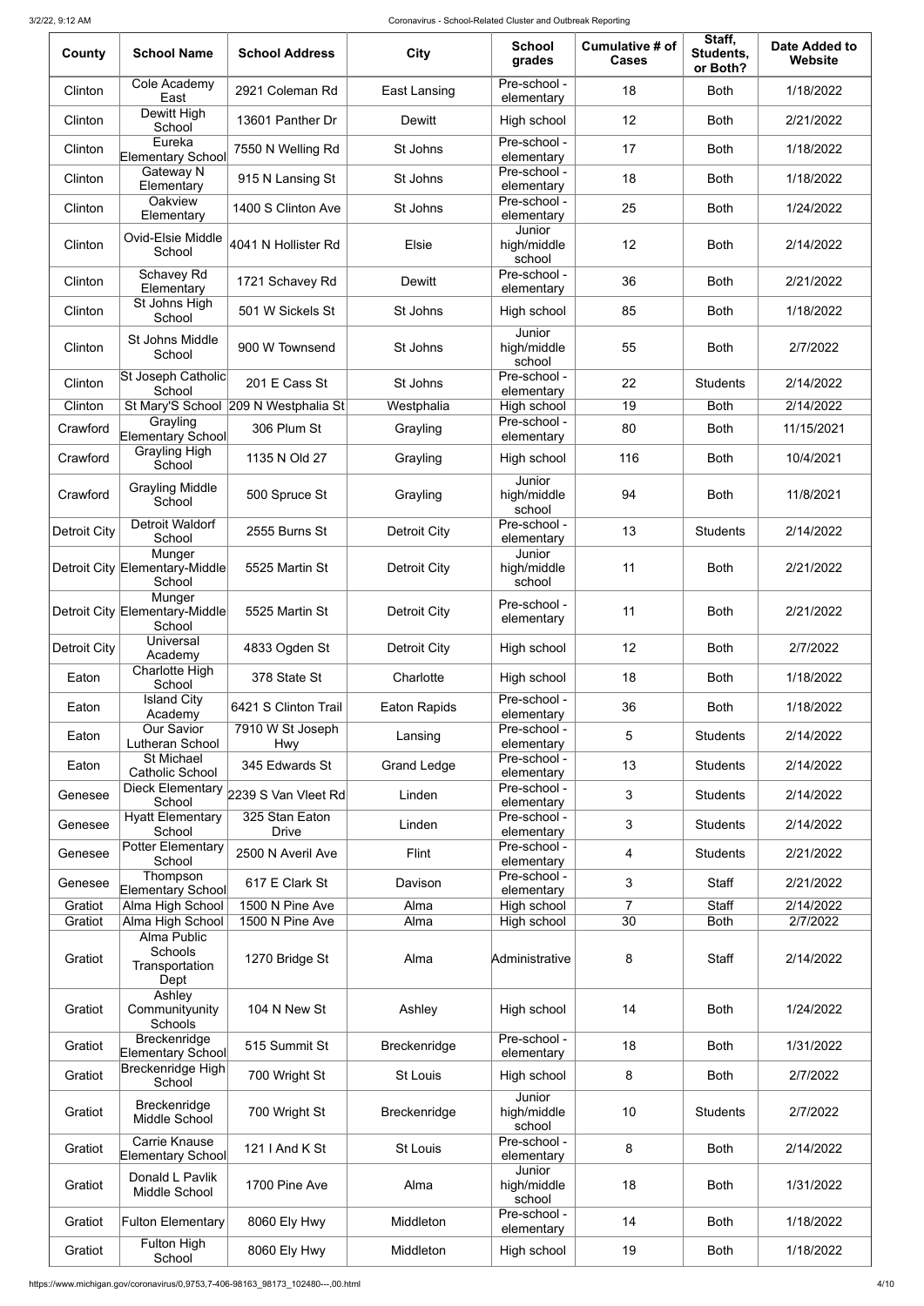| County | School Name | School Address | City | School grades | Cumulative # of Cases | Staff, Students, or Both? | Date Added to Website |
|---|---|---|---|---|---|---|---|
| Clinton | Cole Academy East | 2921 Coleman Rd | East Lansing | Pre-school - elementary | 18 | Both | 1/18/2022 |
| Clinton | Dewitt High School | 13601 Panther Dr | Dewitt | High school | 12 | Both | 2/21/2022 |
| Clinton | Eureka Elementary School | 7550 N Welling Rd | St Johns | Pre-school - elementary | 17 | Both | 1/18/2022 |
| Clinton | Gateway N Elementary | 915 N Lansing St | St Johns | Pre-school - elementary | 18 | Both | 1/18/2022 |
| Clinton | Oakview Elementary | 1400 S Clinton Ave | St Johns | Pre-school - elementary | 25 | Both | 1/24/2022 |
| Clinton | Ovid-Elsie Middle School | 4041 N Hollister Rd | Elsie | Junior high/middle school | 12 | Both | 2/14/2022 |
| Clinton | Schavey Rd Elementary | 1721 Schavey Rd | Dewitt | Pre-school - elementary | 36 | Both | 2/21/2022 |
| Clinton | St Johns High School | 501 W Sickels St | St Johns | High school | 85 | Both | 1/18/2022 |
| Clinton | St Johns Middle School | 900 W Townsend | St Johns | Junior high/middle school | 55 | Both | 2/7/2022 |
| Clinton | St Joseph Catholic School | 201 E Cass St | St Johns | Pre-school - elementary | 22 | Students | 2/14/2022 |
| Clinton | St Mary'S School | 209 N Westphalia St | Westphalia | High school | 19 | Both | 2/14/2022 |
| Crawford | Grayling Elementary School | 306 Plum St | Grayling | Pre-school - elementary | 80 | Both | 11/15/2021 |
| Crawford | Grayling High School | 1135 N Old 27 | Grayling | High school | 116 | Both | 10/4/2021 |
| Crawford | Grayling Middle School | 500 Spruce St | Grayling | Junior high/middle school | 94 | Both | 11/8/2021 |
| Detroit City | Detroit Waldorf School | 2555 Burns St | Detroit City | Pre-school - elementary | 13 | Students | 2/14/2022 |
| Detroit City | Munger Elementary-Middle School | 5525 Martin St | Detroit City | Junior high/middle school | 11 | Both | 2/21/2022 |
| Detroit City | Munger Elementary-Middle School | 5525 Martin St | Detroit City | Pre-school - elementary | 11 | Both | 2/21/2022 |
| Detroit City | Universal Academy | 4833 Ogden St | Detroit City | High school | 12 | Both | 2/7/2022 |
| Eaton | Charlotte High School | 378 State St | Charlotte | High school | 18 | Both | 1/18/2022 |
| Eaton | Island City Academy | 6421 S Clinton Trail | Eaton Rapids | Pre-school - elementary | 36 | Both | 1/18/2022 |
| Eaton | Our Savior Lutheran School | 7910 W St Joseph Hwy | Lansing | Pre-school - elementary | 5 | Students | 2/14/2022 |
| Eaton | St Michael Catholic School | 345 Edwards St | Grand Ledge | Pre-school - elementary | 13 | Students | 2/14/2022 |
| Genesee | Dieck Elementary School | 2239 S Van Vleet Rd | Linden | Pre-school - elementary | 3 | Students | 2/14/2022 |
| Genesee | Hyatt Elementary School | 325 Stan Eaton Drive | Linden | Pre-school - elementary | 3 | Students | 2/14/2022 |
| Genesee | Potter Elementary School | 2500 N Averil Ave | Flint | Pre-school - elementary | 4 | Students | 2/21/2022 |
| Genesee | Thompson Elementary School | 617 E Clark St | Davison | Pre-school - elementary | 3 | Staff | 2/21/2022 |
| Gratiot | Alma High School | 1500 N Pine Ave | Alma | High school | 7 | Staff | 2/14/2022 |
| Gratiot | Alma High School | 1500 N Pine Ave | Alma | High school | 30 | Both | 2/7/2022 |
| Gratiot | Alma Public Schools Transportation Dept | 1270 Bridge St | Alma | Administrative | 8 | Staff | 2/14/2022 |
| Gratiot | Ashley Communityunity Schools | 104 N New St | Ashley | High school | 14 | Both | 1/24/2022 |
| Gratiot | Breckenridge Elementary School | 515 Summit St | Breckenridge | Pre-school - elementary | 18 | Both | 1/31/2022 |
| Gratiot | Breckenridge High School | 700 Wright St | St Louis | High school | 8 | Both | 2/7/2022 |
| Gratiot | Breckenridge Middle School | 700 Wright St | Breckenridge | Junior high/middle school | 10 | Students | 2/7/2022 |
| Gratiot | Carrie Knause Elementary School | 121 I And K St | St Louis | Pre-school - elementary | 8 | Both | 2/14/2022 |
| Gratiot | Donald L Pavlik Middle School | 1700 Pine Ave | Alma | Junior high/middle school | 18 | Both | 1/31/2022 |
| Gratiot | Fulton Elementary | 8060 Ely Hwy | Middleton | Pre-school - elementary | 14 | Both | 1/18/2022 |
| Gratiot | Fulton High School | 8060 Ely Hwy | Middleton | High school | 19 | Both | 1/18/2022 |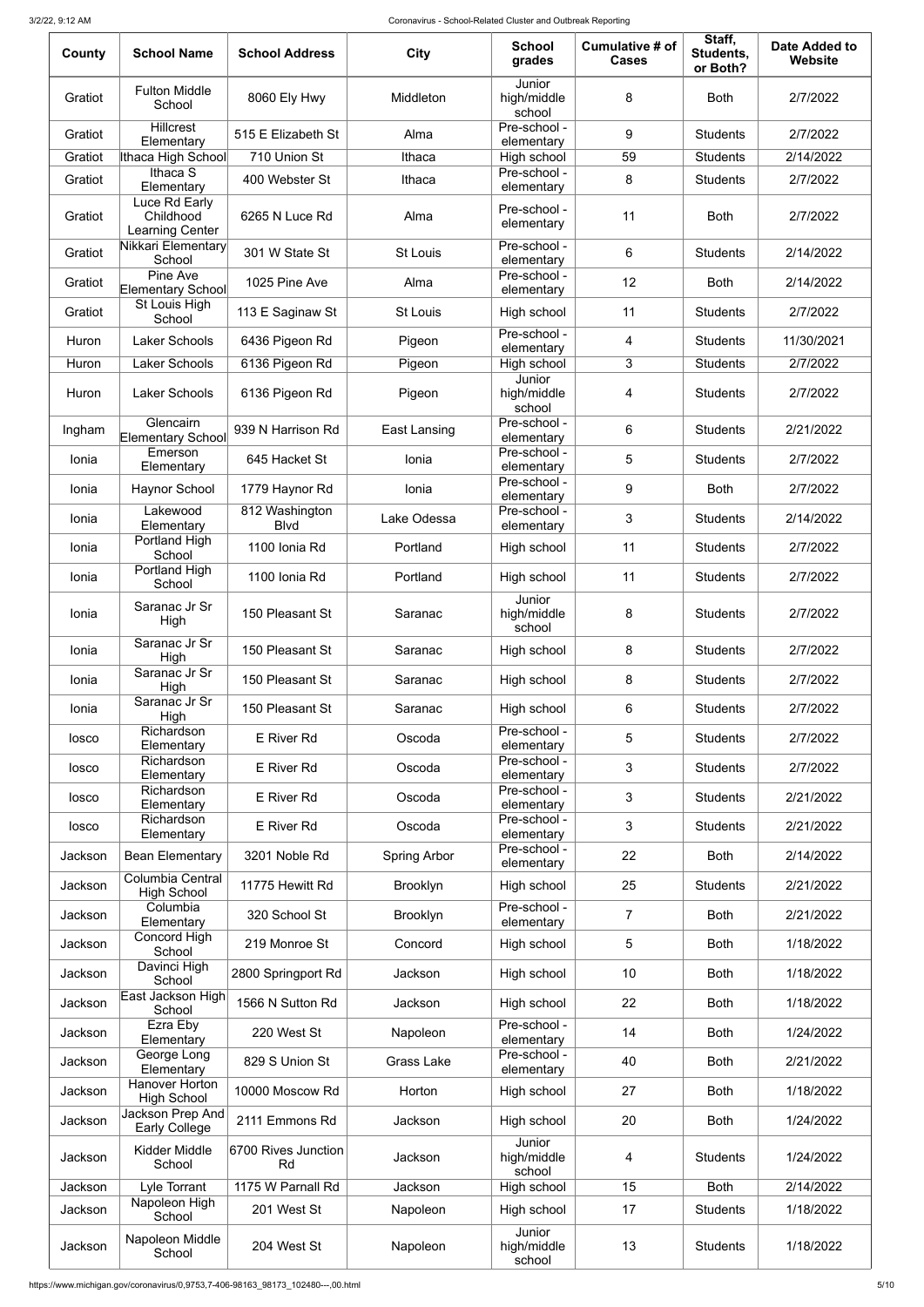| County | School Name | School Address | City | School grades | Cumulative # of Cases | Staff, Students, or Both? | Date Added to Website |
|---|---|---|---|---|---|---|---|
| Gratiot | Fulton Middle School | 8060 Ely Hwy | Middleton | Junior high/middle school | 8 | Both | 2/7/2022 |
| Gratiot | Hillcrest Elementary | 515 E Elizabeth St | Alma | Pre-school - elementary | 9 | Students | 2/7/2022 |
| Gratiot | Ithaca High School | 710 Union St | Ithaca | High school | 59 | Students | 2/14/2022 |
| Gratiot | Ithaca S Elementary | 400 Webster St | Ithaca | Pre-school - elementary | 8 | Students | 2/7/2022 |
| Gratiot | Luce Rd Early Childhood Learning Center | 6265 N Luce Rd | Alma | Pre-school - elementary | 11 | Both | 2/7/2022 |
| Gratiot | Nikkari Elementary School | 301 W State St | St Louis | Pre-school - elementary | 6 | Students | 2/14/2022 |
| Gratiot | Pine Ave Elementary School | 1025 Pine Ave | Alma | Pre-school - elementary | 12 | Both | 2/14/2022 |
| Gratiot | St Louis High School | 113 E Saginaw St | St Louis | High school | 11 | Students | 2/7/2022 |
| Huron | Laker Schools | 6436 Pigeon Rd | Pigeon | Pre-school - elementary | 4 | Students | 11/30/2021 |
| Huron | Laker Schools | 6136 Pigeon Rd | Pigeon | High school | 3 | Students | 2/7/2022 |
| Huron | Laker Schools | 6136 Pigeon Rd | Pigeon | Junior high/middle school | 4 | Students | 2/7/2022 |
| Ingham | Glencairn Elementary School | 939 N Harrison Rd | East Lansing | Pre-school - elementary | 6 | Students | 2/21/2022 |
| Ionia | Emerson Elementary | 645 Hacket St | Ionia | Pre-school - elementary | 5 | Students | 2/7/2022 |
| Ionia | Haynor School | 1779 Haynor Rd | Ionia | Pre-school - elementary | 9 | Both | 2/7/2022 |
| Ionia | Lakewood Elementary | 812 Washington Blvd | Lake Odessa | Pre-school - elementary | 3 | Students | 2/14/2022 |
| Ionia | Portland High School | 1100 Ionia Rd | Portland | High school | 11 | Students | 2/7/2022 |
| Ionia | Portland High School | 1100 Ionia Rd | Portland | High school | 11 | Students | 2/7/2022 |
| Ionia | Saranac Jr Sr High | 150 Pleasant St | Saranac | Junior high/middle school | 8 | Students | 2/7/2022 |
| Ionia | Saranac Jr Sr High | 150 Pleasant St | Saranac | High school | 8 | Students | 2/7/2022 |
| Ionia | Saranac Jr Sr High | 150 Pleasant St | Saranac | High school | 8 | Students | 2/7/2022 |
| Ionia | Saranac Jr Sr High | 150 Pleasant St | Saranac | High school | 6 | Students | 2/7/2022 |
| Iosco | Richardson Elementary | E River Rd | Oscoda | Pre-school - elementary | 5 | Students | 2/7/2022 |
| Iosco | Richardson Elementary | E River Rd | Oscoda | Pre-school - elementary | 3 | Students | 2/7/2022 |
| Iosco | Richardson Elementary | E River Rd | Oscoda | Pre-school - elementary | 3 | Students | 2/21/2022 |
| Iosco | Richardson Elementary | E River Rd | Oscoda | Pre-school - elementary | 3 | Students | 2/21/2022 |
| Jackson | Bean Elementary | 3201 Noble Rd | Spring Arbor | Pre-school - elementary | 22 | Both | 2/14/2022 |
| Jackson | Columbia Central High School | 11775 Hewitt Rd | Brooklyn | High school | 25 | Students | 2/21/2022 |
| Jackson | Columbia Elementary | 320 School St | Brooklyn | Pre-school - elementary | 7 | Both | 2/21/2022 |
| Jackson | Concord High School | 219 Monroe St | Concord | High school | 5 | Both | 1/18/2022 |
| Jackson | Davinci High School | 2800 Springport Rd | Jackson | High school | 10 | Both | 1/18/2022 |
| Jackson | East Jackson High School | 1566 N Sutton Rd | Jackson | High school | 22 | Both | 1/18/2022 |
| Jackson | Ezra Eby Elementary | 220 West St | Napoleon | Pre-school - elementary | 14 | Both | 1/24/2022 |
| Jackson | George Long Elementary | 829 S Union St | Grass Lake | Pre-school - elementary | 40 | Both | 2/21/2022 |
| Jackson | Hanover Horton High School | 10000 Moscow Rd | Horton | High school | 27 | Both | 1/18/2022 |
| Jackson | Jackson Prep And Early College | 2111 Emmons Rd | Jackson | High school | 20 | Both | 1/24/2022 |
| Jackson | Kidder Middle School | 6700 Rives Junction Rd | Jackson | Junior high/middle school | 4 | Students | 1/24/2022 |
| Jackson | Lyle Torrant | 1175 W Parnall Rd | Jackson | High school | 15 | Both | 2/14/2022 |
| Jackson | Napoleon High School | 201 West St | Napoleon | High school | 17 | Students | 1/18/2022 |
| Jackson | Napoleon Middle School | 204 West St | Napoleon | Junior high/middle school | 13 | Students | 1/18/2022 |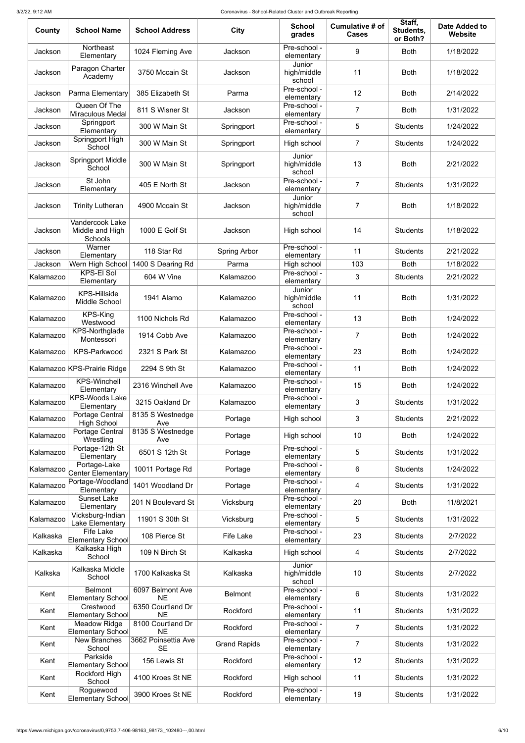| County | School Name | School Address | City | School grades | Cumulative # of Cases | Staff, Students, or Both? | Date Added to Website |
|---|---|---|---|---|---|---|---|
| Jackson | Northeast Elementary | 1024 Fleming Ave | Jackson | Pre-school - elementary | 9 | Both | 1/18/2022 |
| Jackson | Paragon Charter Academy | 3750 Mccain St | Jackson | Junior high/middle school | 11 | Both | 1/18/2022 |
| Jackson | Parma Elementary | 385 Elizabeth St | Parma | Pre-school - elementary | 12 | Both | 2/14/2022 |
| Jackson | Queen Of The Miraculous Medal | 811 S Wisner St | Jackson | Pre-school - elementary | 7 | Both | 1/31/2022 |
| Jackson | Springport Elementary | 300 W Main St | Springport | Pre-school - elementary | 5 | Students | 1/24/2022 |
| Jackson | Springport High School | 300 W Main St | Springport | High school | 7 | Students | 1/24/2022 |
| Jackson | Springport Middle School | 300 W Main St | Springport | Junior high/middle school | 13 | Both | 2/21/2022 |
| Jackson | St John Elementary | 405 E North St | Jackson | Pre-school - elementary | 7 | Students | 1/31/2022 |
| Jackson | Trinity Lutheran | 4900 Mccain St | Jackson | Junior high/middle school | 7 | Both | 1/18/2022 |
| Jackson | Vandercook Lake Middle and High Schools | 1000 E Golf St | Jackson | High school | 14 | Students | 1/18/2022 |
| Jackson | Warner Elementary | 118 Star Rd | Spring Arbor | Pre-school - elementary | 11 | Students | 2/21/2022 |
| Jackson | Wern High School | 1400 S Dearing Rd | Parma | High school | 103 | Both | 1/18/2022 |
| Kalamazoo | KPS-El Sol Elementary | 604 W Vine | Kalamazoo | Pre-school - elementary | 3 | Students | 2/21/2022 |
| Kalamazoo | KPS-Hillside Middle School | 1941 Alamo | Kalamazoo | Junior high/middle school | 11 | Both | 1/31/2022 |
| Kalamazoo | KPS-King Westwood | 1100 Nichols Rd | Kalamazoo | Pre-school - elementary | 13 | Both | 1/24/2022 |
| Kalamazoo | KPS-Northglade Montessori | 1914 Cobb Ave | Kalamazoo | Pre-school - elementary | 7 | Both | 1/24/2022 |
| Kalamazoo | KPS-Parkwood | 2321 S Park St | Kalamazoo | Pre-school - elementary | 23 | Both | 1/24/2022 |
| Kalamazoo | KPS-Prairie Ridge | 2294 S 9th St | Kalamazoo | Pre-school - elementary | 11 | Both | 1/24/2022 |
| Kalamazoo | KPS-Winchell Elementary | 2316 Winchell Ave | Kalamazoo | Pre-school - elementary | 15 | Both | 1/24/2022 |
| Kalamazoo | KPS-Woods Lake Elementary | 3215 Oakland Dr | Kalamazoo | Pre-school - elementary | 3 | Students | 1/31/2022 |
| Kalamazoo | Portage Central High School | 8135 S Westnedge Ave | Portage | High school | 3 | Students | 2/21/2022 |
| Kalamazoo | Portage Central Wrestling | 8135 S Westnedge Ave | Portage | High school | 10 | Both | 1/24/2022 |
| Kalamazoo | Portage-12th St Elementary | 6501 S 12th St | Portage | Pre-school - elementary | 5 | Students | 1/31/2022 |
| Kalamazoo | Portage-Lake Center Elementary | 10011 Portage Rd | Portage | Pre-school - elementary | 6 | Students | 1/24/2022 |
| Kalamazoo | Portage-Woodland Elementary | 1401 Woodland Dr | Portage | Pre-school - elementary | 4 | Students | 1/31/2022 |
| Kalamazoo | Sunset Lake Elementary | 201 N Boulevard St | Vicksburg | Pre-school - elementary | 20 | Both | 11/8/2021 |
| Kalamazoo | Vicksburg-Indian Lake Elementary | 11901 S 30th St | Vicksburg | Pre-school - elementary | 5 | Students | 1/31/2022 |
| Kalkaska | Fife Lake Elementary School | 108 Pierce St | Fife Lake | Pre-school - elementary | 23 | Students | 2/7/2022 |
| Kalkaska | Kalkaska High School | 109 N Birch St | Kalkaska | High school | 4 | Students | 2/7/2022 |
| Kalkska | Kalkaska Middle School | 1700 Kalkaska St | Kalkaska | Junior high/middle school | 10 | Students | 2/7/2022 |
| Kent | Belmont Elementary School | 6097 Belmont Ave NE | Belmont | Pre-school - elementary | 6 | Students | 1/31/2022 |
| Kent | Crestwood Elementary School | 6350 Courtland Dr NE | Rockford | Pre-school - elementary | 11 | Students | 1/31/2022 |
| Kent | Meadow Ridge Elementary School | 8100 Courtland Dr NE | Rockford | Pre-school - elementary | 7 | Students | 1/31/2022 |
| Kent | New Branches School | 3662 Poinsettia Ave SE | Grand Rapids | Pre-school - elementary | 7 | Students | 1/31/2022 |
| Kent | Parkside Elementary School | 156 Lewis St | Rockford | Pre-school - elementary | 12 | Students | 1/31/2022 |
| Kent | Rockford High School | 4100 Kroes St NE | Rockford | High school | 11 | Students | 1/31/2022 |
| Kent | Roguewood Elementary School | 3900 Kroes St NE | Rockford | Pre-school - elementary | 19 | Students | 1/31/2022 |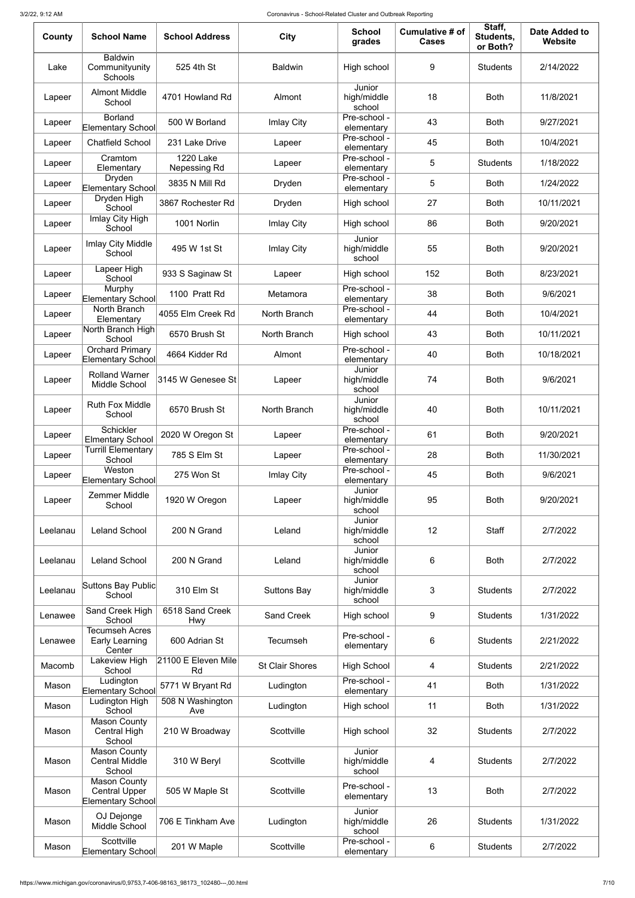| County | School Name | School Address | City | School grades | Cumulative # of Cases | Staff, Students, or Both? | Date Added to Website |
| --- | --- | --- | --- | --- | --- | --- | --- |
| Lake | Baldwin Communityunity Schools | 525 4th St | Baldwin | High school | 9 | Students | 2/14/2022 |
| Lapeer | Almont Middle School | 4701 Howland Rd | Almont | Junior high/middle school | 18 | Both | 11/8/2021 |
| Lapeer | Borland Elementary School | 500 W Borland | Imlay City | Pre-school - elementary | 43 | Both | 9/27/2021 |
| Lapeer | Chatfield School | 231 Lake Drive | Lapeer | Pre-school - elementary | 45 | Both | 10/4/2021 |
| Lapeer | Cramtom Elementary | 1220 Lake Nepessing Rd | Lapeer | Pre-school - elementary | 5 | Students | 1/18/2022 |
| Lapeer | Dryden Elementary School | 3835 N Mill Rd | Dryden | Pre-school - elementary | 5 | Both | 1/24/2022 |
| Lapeer | Dryden High School | 3867 Rochester Rd | Dryden | High school | 27 | Both | 10/11/2021 |
| Lapeer | Imlay City High School | 1001 Norlin | Imlay City | High school | 86 | Both | 9/20/2021 |
| Lapeer | Imlay City Middle School | 495 W 1st St | Imlay City | Junior high/middle school | 55 | Both | 9/20/2021 |
| Lapeer | Lapeer High School | 933 S Saginaw St | Lapeer | High school | 152 | Both | 8/23/2021 |
| Lapeer | Murphy Elementary School | 1100 Pratt Rd | Metamora | Pre-school - elementary | 38 | Both | 9/6/2021 |
| Lapeer | North Branch Elementary | 4055 Elm Creek Rd | North Branch | Pre-school - elementary | 44 | Both | 10/4/2021 |
| Lapeer | North Branch High School | 6570 Brush St | North Branch | High school | 43 | Both | 10/11/2021 |
| Lapeer | Orchard Primary Elementary School | 4664 Kidder Rd | Almont | Pre-school - elementary | 40 | Both | 10/18/2021 |
| Lapeer | Rolland Warner Middle School | 3145 W Genesee St | Lapeer | Junior high/middle school | 74 | Both | 9/6/2021 |
| Lapeer | Ruth Fox Middle School | 6570 Brush St | North Branch | Junior high/middle school | 40 | Both | 10/11/2021 |
| Lapeer | Schickler Elmentary School | 2020 W Oregon St | Lapeer | Pre-school - elementary | 61 | Both | 9/20/2021 |
| Lapeer | Turrill Elementary School | 785 S Elm St | Lapeer | Pre-school - elementary | 28 | Both | 11/30/2021 |
| Lapeer | Weston Elementary School | 275 Won St | Imlay City | Pre-school - elementary | 45 | Both | 9/6/2021 |
| Lapeer | Zemmer Middle School | 1920 W Oregon | Lapeer | Junior high/middle school | 95 | Both | 9/20/2021 |
| Leelanau | Leland School | 200 N Grand | Leland | Junior high/middle school | 12 | Staff | 2/7/2022 |
| Leelanau | Leland School | 200 N Grand | Leland | Junior high/middle school | 6 | Both | 2/7/2022 |
| Leelanau | Suttons Bay Public School | 310 Elm St | Suttons Bay | Junior high/middle school | 3 | Students | 2/7/2022 |
| Lenawee | Sand Creek High School | 6518 Sand Creek Hwy | Sand Creek | High school | 9 | Students | 1/31/2022 |
| Lenawee | Tecumseh Acres Early Learning Center | 600 Adrian St | Tecumseh | Pre-school - elementary | 6 | Students | 2/21/2022 |
| Macomb | Lakeview High School | 21100 E Eleven Mile Rd | St Clair Shores | High School | 4 | Students | 2/21/2022 |
| Mason | Ludington Elementary School | 5771 W Bryant Rd | Ludington | Pre-school - elementary | 41 | Both | 1/31/2022 |
| Mason | Ludington High School | 508 N Washington Ave | Ludington | High school | 11 | Both | 1/31/2022 |
| Mason | Mason County Central High School | 210 W Broadway | Scottville | High school | 32 | Students | 2/7/2022 |
| Mason | Mason County Central Middle School | 310 W Beryl | Scottville | Junior high/middle school | 4 | Students | 2/7/2022 |
| Mason | Mason County Central Upper Elementary School | 505 W Maple St | Scottville | Pre-school - elementary | 13 | Both | 2/7/2022 |
| Mason | OJ Dejonge Middle School | 706 E Tinkham Ave | Ludington | Junior high/middle school | 26 | Students | 1/31/2022 |
| Mason | Scottville Elementary School | 201 W Maple | Scottville | Pre-school - elementary | 6 | Students | 2/7/2022 |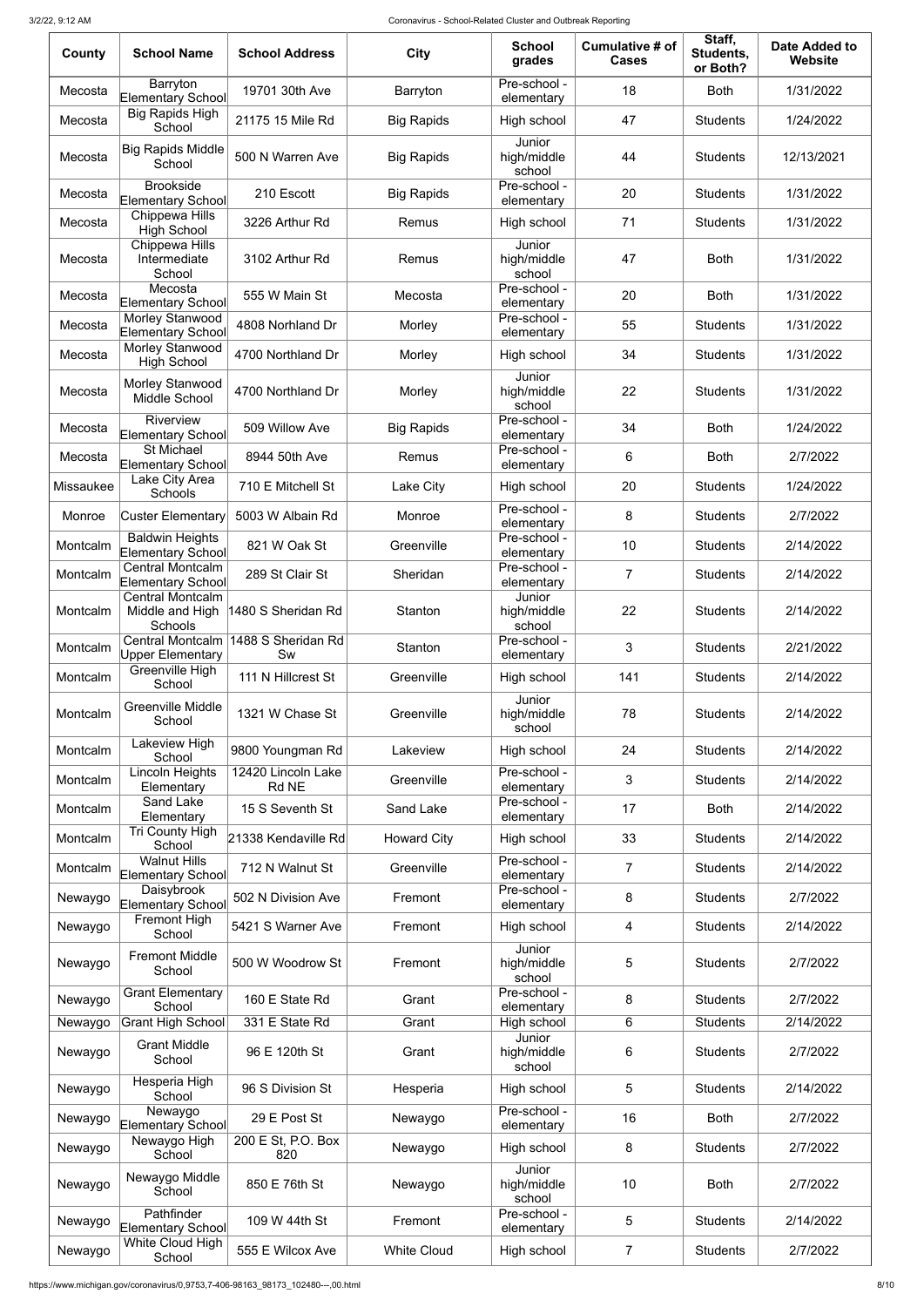| County | School Name | School Address | City | School grades | Cumulative # of Cases | Staff, Students, or Both? | Date Added to Website |
|---|---|---|---|---|---|---|---|
| Mecosta | Barryton Elementary School | 19701 30th Ave | Barryton | Pre-school - elementary | 18 | Both | 1/31/2022 |
| Mecosta | Big Rapids High School | 21175 15 Mile Rd | Big Rapids | High school | 47 | Students | 1/24/2022 |
| Mecosta | Big Rapids Middle School | 500 N Warren Ave | Big Rapids | Junior high/middle school | 44 | Students | 12/13/2021 |
| Mecosta | Brookside Elementary School | 210 Escott | Big Rapids | Pre-school - elementary | 20 | Students | 1/31/2022 |
| Mecosta | Chippewa Hills High School | 3226 Arthur Rd | Remus | High school | 71 | Students | 1/31/2022 |
| Mecosta | Chippewa Hills Intermediate School | 3102 Arthur Rd | Remus | Junior high/middle school | 47 | Both | 1/31/2022 |
| Mecosta | Mecosta Elementary School | 555 W Main St | Mecosta | Pre-school - elementary | 20 | Both | 1/31/2022 |
| Mecosta | Morley Stanwood Elementary School | 4808 Norhland Dr | Morley | Pre-school - elementary | 55 | Students | 1/31/2022 |
| Mecosta | Morley Stanwood High School | 4700 Northland Dr | Morley | High school | 34 | Students | 1/31/2022 |
| Mecosta | Morley Stanwood Middle School | 4700 Northland Dr | Morley | Junior high/middle school | 22 | Students | 1/31/2022 |
| Mecosta | Riverview Elementary School | 509 Willow Ave | Big Rapids | Pre-school - elementary | 34 | Both | 1/24/2022 |
| Mecosta | St Michael Elementary School | 8944 50th Ave | Remus | Pre-school - elementary | 6 | Both | 2/7/2022 |
| Missaukee | Lake City Area Schools | 710 E Mitchell St | Lake City | High school | 20 | Students | 1/24/2022 |
| Monroe | Custer Elementary | 5003 W Albain Rd | Monroe | Pre-school - elementary | 8 | Students | 2/7/2022 |
| Montcalm | Baldwin Heights Elementary School | 821 W Oak St | Greenville | Pre-school - elementary | 10 | Students | 2/14/2022 |
| Montcalm | Central Montcalm Elementary School | 289 St Clair St | Sheridan | Pre-school - elementary | 7 | Students | 2/14/2022 |
| Montcalm | Central Montcalm Middle and High Schools | 1480 S Sheridan Rd | Stanton | Junior high/middle school | 22 | Students | 2/14/2022 |
| Montcalm | Central Montcalm Upper Elementary | 1488 S Sheridan Rd Sw | Stanton | Pre-school - elementary | 3 | Students | 2/21/2022 |
| Montcalm | Greenville High School | 111 N Hillcrest St | Greenville | High school | 141 | Students | 2/14/2022 |
| Montcalm | Greenville Middle School | 1321 W Chase St | Greenville | Junior high/middle school | 78 | Students | 2/14/2022 |
| Montcalm | Lakeview High School | 9800 Youngman Rd | Lakeview | High school | 24 | Students | 2/14/2022 |
| Montcalm | Lincoln Heights Elementary | 12420 Lincoln Lake Rd NE | Greenville | Pre-school - elementary | 3 | Students | 2/14/2022 |
| Montcalm | Sand Lake Elementary | 15 S Seventh St | Sand Lake | Pre-school - elementary | 17 | Both | 2/14/2022 |
| Montcalm | Tri County High School | 21338 Kendaville Rd | Howard City | High school | 33 | Students | 2/14/2022 |
| Montcalm | Walnut Hills Elementary School | 712 N Walnut St | Greenville | Pre-school - elementary | 7 | Students | 2/14/2022 |
| Newaygo | Daisybrook Elementary School | 502 N Division Ave | Fremont | Pre-school - elementary | 8 | Students | 2/7/2022 |
| Newaygo | Fremont High School | 5421 S Warner Ave | Fremont | High school | 4 | Students | 2/14/2022 |
| Newaygo | Fremont Middle School | 500 W Woodrow St | Fremont | Junior high/middle school | 5 | Students | 2/7/2022 |
| Newaygo | Grant Elementary School | 160 E State Rd | Grant | Pre-school - elementary | 8 | Students | 2/7/2022 |
| Newaygo | Grant High School | 331 E State Rd | Grant | High school | 6 | Students | 2/14/2022 |
| Newaygo | Grant Middle School | 96 E 120th St | Grant | Junior high/middle school | 6 | Students | 2/7/2022 |
| Newaygo | Hesperia High School | 96 S Division St | Hesperia | High school | 5 | Students | 2/14/2022 |
| Newaygo | Newaygo Elementary School | 29 E Post St | Newaygo | Pre-school - elementary | 16 | Both | 2/7/2022 |
| Newaygo | Newaygo High School | 200 E St, P.O. Box 820 | Newaygo | High school | 8 | Students | 2/7/2022 |
| Newaygo | Newaygo Middle School | 850 E 76th St | Newaygo | Junior high/middle school | 10 | Both | 2/7/2022 |
| Newaygo | Pathfinder Elementary School | 109 W 44th St | Fremont | Pre-school - elementary | 5 | Students | 2/14/2022 |
| Newaygo | White Cloud High School | 555 E Wilcox Ave | White Cloud | High school | 7 | Students | 2/7/2022 |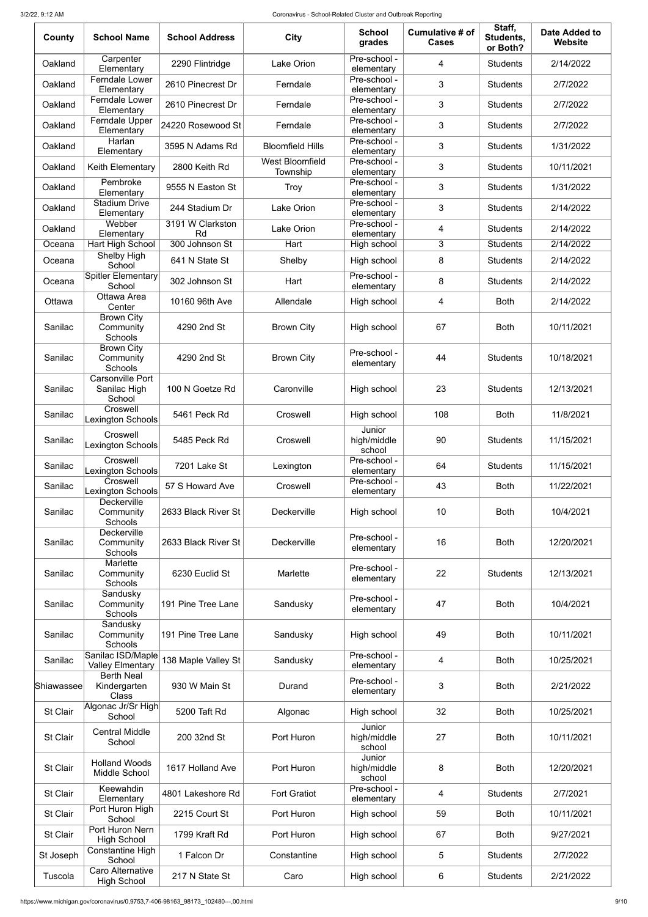| County | School Name | School Address | City | School grades | Cumulative # of Cases | Staff, Students, or Both? | Date Added to Website |
|---|---|---|---|---|---|---|---|
| Oakland | Carpenter Elementary | 2290 Flintridge | Lake Orion | Pre-school - elementary | 4 | Students | 2/14/2022 |
| Oakland | Ferndale Lower Elementary | 2610 Pinecrest Dr | Ferndale | Pre-school - elementary | 3 | Students | 2/7/2022 |
| Oakland | Ferndale Lower Elementary | 2610 Pinecrest Dr | Ferndale | Pre-school - elementary | 3 | Students | 2/7/2022 |
| Oakland | Ferndale Upper Elementary | 24220 Rosewood St | Ferndale | Pre-school - elementary | 3 | Students | 2/7/2022 |
| Oakland | Harlan Elementary | 3595 N Adams Rd | Bloomfield Hills | Pre-school - elementary | 3 | Students | 1/31/2022 |
| Oakland | Keith Elementary | 2800 Keith Rd | West Bloomfield Township | Pre-school - elementary | 3 | Students | 10/11/2021 |
| Oakland | Pembroke Elementary | 9555 N Easton St | Troy | Pre-school - elementary | 3 | Students | 1/31/2022 |
| Oakland | Stadium Drive Elementary | 244 Stadium Dr | Lake Orion | Pre-school - elementary | 3 | Students | 2/14/2022 |
| Oakland | Webber Elementary | 3191 W Clarkston Rd | Lake Orion | Pre-school - elementary | 4 | Students | 2/14/2022 |
| Oceana | Hart High School | 300 Johnson St | Hart | High school | 3 | Students | 2/14/2022 |
| Oceana | Shelby High School | 641 N State St | Shelby | High school | 8 | Students | 2/14/2022 |
| Oceana | Spitler Elementary School | 302 Johnson St | Hart | Pre-school - elementary | 8 | Students | 2/14/2022 |
| Ottawa | Ottawa Area Center | 10160 96th Ave | Allendale | High school | 4 | Both | 2/14/2022 |
| Sanilac | Brown City Community Schools | 4290 2nd St | Brown City | High school | 67 | Both | 10/11/2021 |
| Sanilac | Brown City Community Schools | 4290 2nd St | Brown City | Pre-school - elementary | 44 | Students | 10/18/2021 |
| Sanilac | Carsonville Port Sanilac High School | 100 N Goetze Rd | Caronville | High school | 23 | Students | 12/13/2021 |
| Sanilac | Croswell Lexington Schools | 5461 Peck Rd | Croswell | High school | 108 | Both | 11/8/2021 |
| Sanilac | Croswell Lexington Schools | 5485 Peck Rd | Croswell | Junior high/middle school | 90 | Students | 11/15/2021 |
| Sanilac | Croswell Lexington Schools | 7201 Lake St | Lexington | Pre-school - elementary | 64 | Students | 11/15/2021 |
| Sanilac | Croswell Lexington Schools | 57 S Howard Ave | Croswell | Pre-school - elementary | 43 | Both | 11/22/2021 |
| Sanilac | Deckerville Community Schools | 2633 Black River St | Deckerville | High school | 10 | Both | 10/4/2021 |
| Sanilac | Deckerville Community Schools | 2633 Black River St | Deckerville | Pre-school - elementary | 16 | Both | 12/20/2021 |
| Sanilac | Marlette Community Schools | 6230 Euclid St | Marlette | Pre-school - elementary | 22 | Students | 12/13/2021 |
| Sanilac | Sandusky Community Schools | 191 Pine Tree Lane | Sandusky | Pre-school - elementary | 47 | Both | 10/4/2021 |
| Sanilac | Sandusky Community Schools | 191 Pine Tree Lane | Sandusky | High school | 49 | Both | 10/11/2021 |
| Sanilac | Sanilac ISD/Maple Valley Elmentary | 138 Maple Valley St | Sandusky | Pre-school - elementary | 4 | Both | 10/25/2021 |
| Shiawassee | Berth Neal Kindergarten Class | 930 W Main St | Durand | Pre-school - elementary | 3 | Both | 2/21/2022 |
| St Clair | Algonac Jr/Sr High School | 5200 Taft Rd | Algonac | High school | 32 | Both | 10/25/2021 |
| St Clair | Central Middle School | 200 32nd St | Port Huron | Junior high/middle school | 27 | Both | 10/11/2021 |
| St Clair | Holland Woods Middle School | 1617 Holland Ave | Port Huron | Junior high/middle school | 8 | Both | 12/20/2021 |
| St Clair | Keewahdin Elementary | 4801 Lakeshore Rd | Fort Gratiot | Pre-school - elementary | 4 | Students | 2/7/2021 |
| St Clair | Port Huron High School | 2215 Court St | Port Huron | High school | 59 | Both | 10/11/2021 |
| St Clair | Port Huron Nern High School | 1799 Kraft Rd | Port Huron | High school | 67 | Both | 9/27/2021 |
| St Joseph | Constantine High School | 1 Falcon Dr | Constantine | High school | 5 | Students | 2/7/2022 |
| Tuscola | Caro Alternative High School | 217 N State St | Caro | High school | 6 | Students | 2/21/2022 |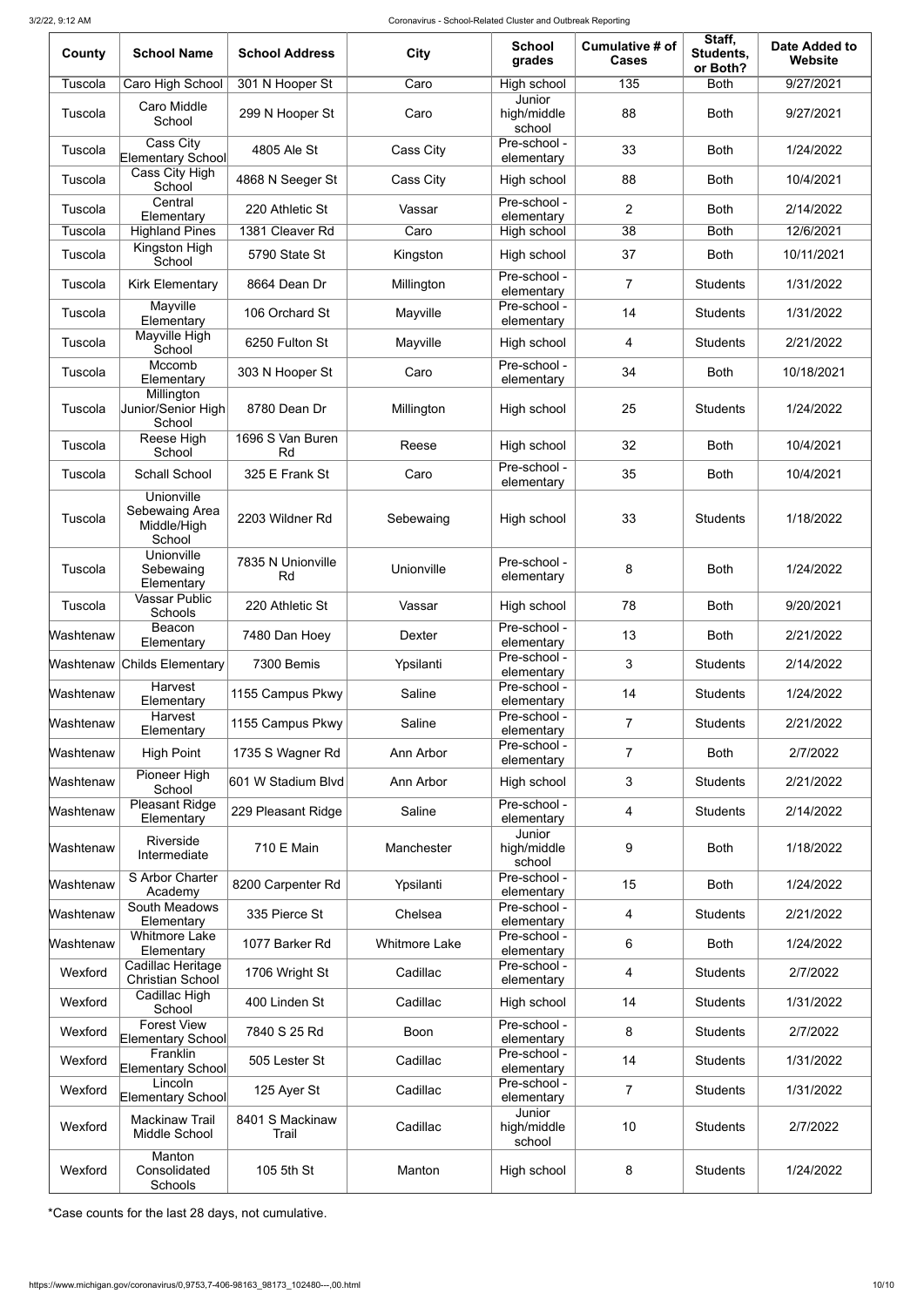| County | School Name | School Address | City | School grades | Cumulative # of Cases | Staff, Students, or Both? | Date Added to Website |
|---|---|---|---|---|---|---|---|
| Tuscola | Caro High School | 301 N Hooper St | Caro | High school | 135 | Both | 9/27/2021 |
| Tuscola | Caro Middle School | 299 N Hooper St | Caro | Junior high/middle school | 88 | Both | 9/27/2021 |
| Tuscola | Cass City Elementary School | 4805 Ale St | Cass City | Pre-school - elementary | 33 | Both | 1/24/2022 |
| Tuscola | Cass City High School | 4868 N Seeger St | Cass City | High school | 88 | Both | 10/4/2021 |
| Tuscola | Central Elementary | 220 Athletic St | Vassar | Pre-school - elementary | 2 | Both | 2/14/2022 |
| Tuscola | Highland Pines | 1381 Cleaver Rd | Caro | High school | 38 | Both | 12/6/2021 |
| Tuscola | Kingston High School | 5790 State St | Kingston | High school | 37 | Both | 10/11/2021 |
| Tuscola | Kirk Elementary | 8664 Dean Dr | Millington | Pre-school - elementary | 7 | Students | 1/31/2022 |
| Tuscola | Mayville Elementary | 106 Orchard St | Mayville | Pre-school - elementary | 14 | Students | 1/31/2022 |
| Tuscola | Mayville High School | 6250 Fulton St | Mayville | High school | 4 | Students | 2/21/2022 |
| Tuscola | Mccomb Elementary | 303 N Hooper St | Caro | Pre-school - elementary | 34 | Both | 10/18/2021 |
| Tuscola | Millington Junior/Senior High School | 8780 Dean Dr | Millington | High school | 25 | Students | 1/24/2022 |
| Tuscola | Reese High School | 1696 S Van Buren Rd | Reese | High school | 32 | Both | 10/4/2021 |
| Tuscola | Schall School | 325 E Frank St | Caro | Pre-school - elementary | 35 | Both | 10/4/2021 |
| Tuscola | Unionville Sebewaing Area Middle/High School | 2203 Wildner Rd | Sebewaing | High school | 33 | Students | 1/18/2022 |
| Tuscola | Unionville Sebewaing Elementary | 7835 N Unionville Rd | Unionville | Pre-school - elementary | 8 | Both | 1/24/2022 |
| Tuscola | Vassar Public Schools | 220 Athletic St | Vassar | High school | 78 | Both | 9/20/2021 |
| Washtenaw | Beacon Elementary | 7480 Dan Hoey | Dexter | Pre-school - elementary | 13 | Both | 2/21/2022 |
| Washtenaw | Childs Elementary | 7300 Bemis | Ypsilanti | Pre-school - elementary | 3 | Students | 2/14/2022 |
| Washtenaw | Harvest Elementary | 1155 Campus Pkwy | Saline | Pre-school - elementary | 14 | Students | 1/24/2022 |
| Washtenaw | Harvest Elementary | 1155 Campus Pkwy | Saline | Pre-school - elementary | 7 | Students | 2/21/2022 |
| Washtenaw | High Point | 1735 S Wagner Rd | Ann Arbor | Pre-school - elementary | 7 | Both | 2/7/2022 |
| Washtenaw | Pioneer High School | 601 W Stadium Blvd | Ann Arbor | High school | 3 | Students | 2/21/2022 |
| Washtenaw | Pleasant Ridge Elementary | 229 Pleasant Ridge | Saline | Pre-school - elementary | 4 | Students | 2/14/2022 |
| Washtenaw | Riverside Intermediate | 710 E Main | Manchester | Junior high/middle school | 9 | Both | 1/18/2022 |
| Washtenaw | S Arbor Charter Academy | 8200 Carpenter Rd | Ypsilanti | Pre-school - elementary | 15 | Both | 1/24/2022 |
| Washtenaw | South Meadows Elementary | 335 Pierce St | Chelsea | Pre-school - elementary | 4 | Students | 2/21/2022 |
| Washtenaw | Whitmore Lake Elementary | 1077 Barker Rd | Whitmore Lake | Pre-school - elementary | 6 | Both | 1/24/2022 |
| Wexford | Cadillac Heritage Christian School | 1706 Wright St | Cadillac | Pre-school - elementary | 4 | Students | 2/7/2022 |
| Wexford | Cadillac High School | 400 Linden St | Cadillac | High school | 14 | Students | 1/31/2022 |
| Wexford | Forest View Elementary School | 7840 S 25 Rd | Boon | Pre-school - elementary | 8 | Students | 2/7/2022 |
| Wexford | Franklin Elementary School | 505 Lester St | Cadillac | Pre-school - elementary | 14 | Students | 1/31/2022 |
| Wexford | Lincoln Elementary School | 125 Ayer St | Cadillac | Pre-school - elementary | 7 | Students | 1/31/2022 |
| Wexford | Mackinaw Trail Middle School | 8401 S Mackinaw Trail | Cadillac | Junior high/middle school | 10 | Students | 2/7/2022 |
| Wexford | Manton Consolidated Schools | 105 5th St | Manton | High school | 8 | Students | 1/24/2022 |

*Case counts for the last 28 days, not cumulative.